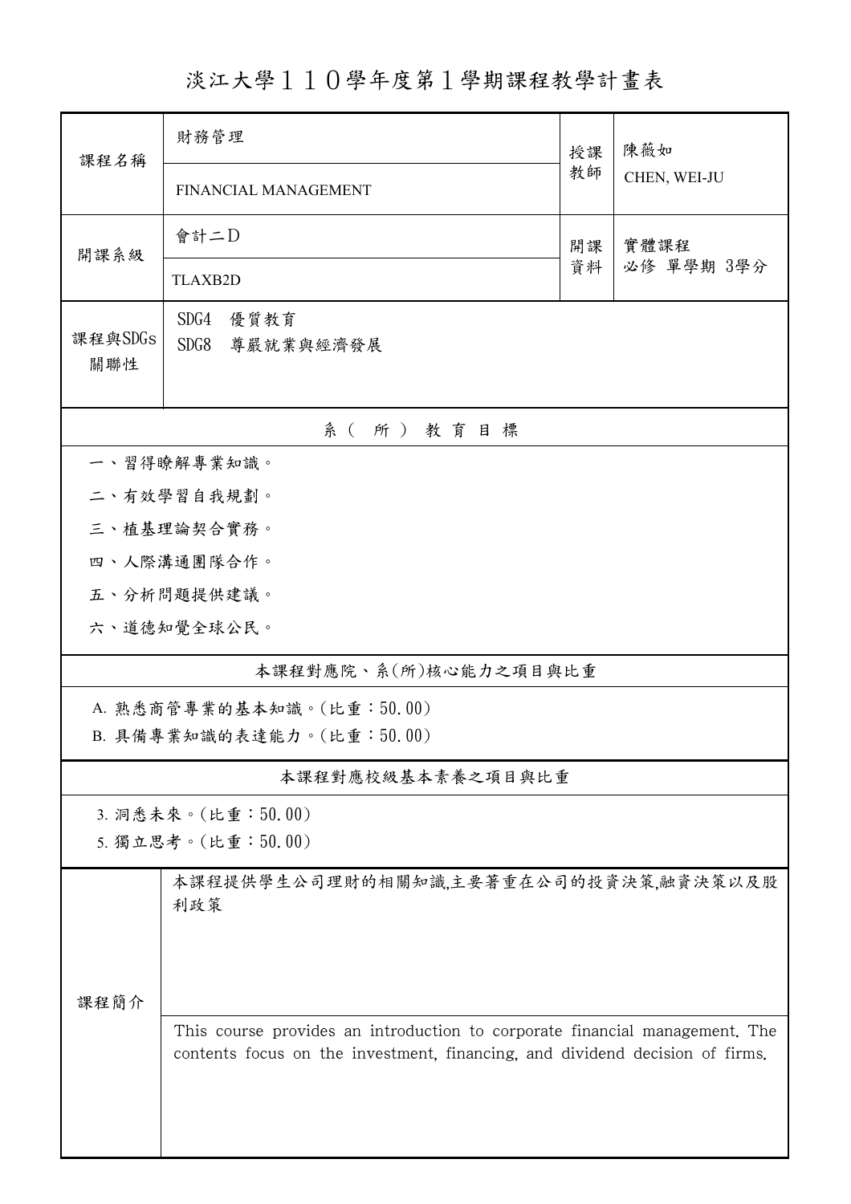# 淡江大學１１０學年度第１學期課程教學計畫表

| 課程名稱 | 財務管理<br>FINANCIAL MANAGEMENT | 授課教師 | 陳薇如<br>CHEN, WEI-JU |
|---|---|---|---|
| 開課系級 | 會計二D<br>TLAXB2D | 開課資料 | 實體課程<br>必修 單學期 3學分 |
| 課程與SDGs關聯性 | SDG4 優質教育<br>SDG8 尊嚴就業與經濟發展 | | |

## 系（所）教育目標

一、習得瞭解專業知識。

二、有效學習自我規劃。

三、植基理論契合實務。

四、人際溝通團隊合作。

五、分析問題提供建議。

六、道德知覺全球公民。

## 本課程對應院、系(所)核心能力之項目與比重

A. 熟悉商管專業的基本知識。(比重：50.00)

B. 具備專業知識的表達能力。(比重：50.00)

## 本課程對應校級基本素養之項目與比重

3. 洞悉未來。(比重：50.00)

5. 獨立思考。(比重：50.00)

## 課程簡介

本課程提供學生公司理財的相關知識,主要著重在公司的投資決策,融資決策以及股利政策

This course provides an introduction to corporate financial management. The contents focus on the investment, financing, and dividend decision of firms.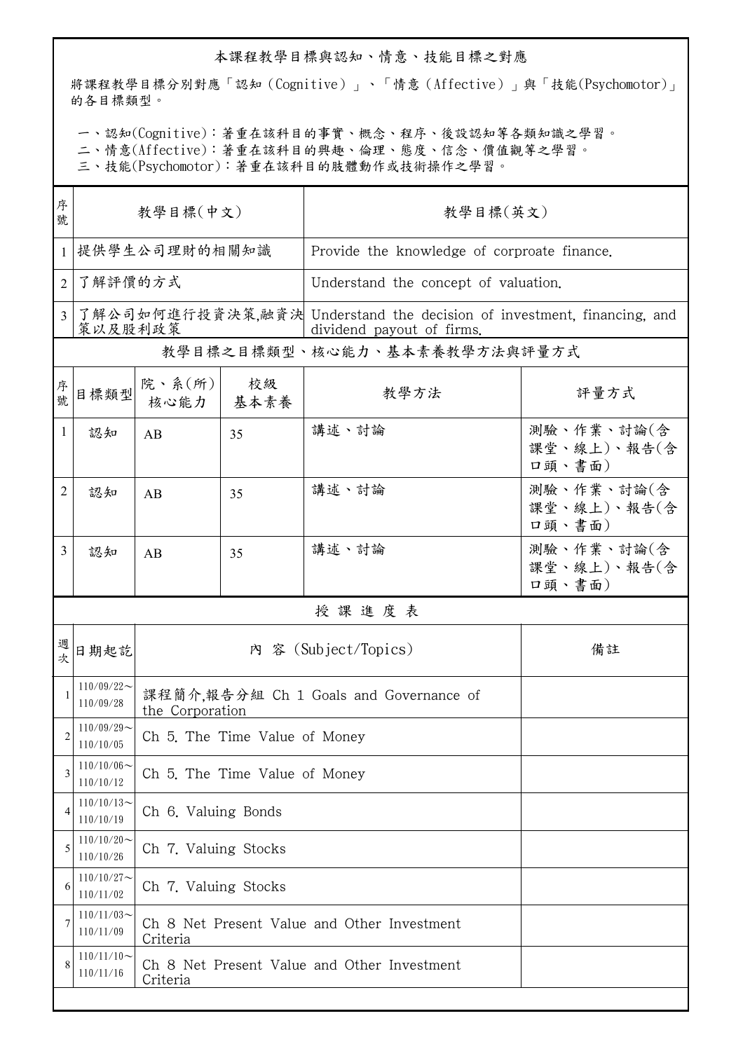## 本課程教學目標與認知、情意、技能目標之對應

將課程教學目標分別對應「認知（Cognitive）」、「情意（Affective）」與「技能(Psychomotor)」的各目標類型。

一、認知(Cognitive)：著重在該科目的事實、概念、程序、後設認知等各類知識之學習。
二、情意(Affective)：著重在該科目的興趣、倫理、態度、信念、價值觀等之學習。
三、技能(Psychomotor)：著重在該科目的肢體動作或技術操作之學習。

| 序號 | 教學目標(中文) | 教學目標(英文) |
|---|---|---|
| 1 | 提供學生公司理財的相關知識 | Provide the knowledge of corproate finance. |
| 2 | 了解評價的方式 | Understand the concept of valuation. |
| 3 | 了解公司如何進行投資決策,融資決策以及股利政策 | Understand the decision of investment, financing, and dividend payout of firms. |

## 教學目標之目標類型、核心能力、基本素養教學方法與評量方式

| 序號 | 目標類型 | 院、系(所)核心能力 | 校級基本素養 | 教學方法 | 評量方式 |
|---|---|---|---|---|---|
| 1 | 認知 | AB | 35 | 講述、討論 | 測驗、作業、討論(含課堂、線上)、報告(含口頭、書面) |
| 2 | 認知 | AB | 35 | 講述、討論 | 測驗、作業、討論(含課堂、線上)、報告(含口頭、書面) |
| 3 | 認知 | AB | 35 | 講述、討論 | 測驗、作業、討論(含課堂、線上)、報告(含口頭、書面) |

## 授 課 進 度 表

| 週次 | 日期起訖 | 內 容 (Subject/Topics) | 備註 |
|---|---|---|---|
| 1 | 110/09/22～110/09/28 | 課程簡介,報告分組 Ch 1 Goals and Governance of the Corporation | |
| 2 | 110/09/29～110/10/05 | Ch 5. The Time Value of Money | |
| 3 | 110/10/06～110/10/12 | Ch 5. The Time Value of Money | |
| 4 | 110/10/13～110/10/19 | Ch 6. Valuing Bonds | |
| 5 | 110/10/20～110/10/26 | Ch 7. Valuing Stocks | |
| 6 | 110/10/27～110/11/02 | Ch 7. Valuing Stocks | |
| 7 | 110/11/03～110/11/09 | Ch 8 Net Present Value and Other Investment Criteria | |
| 8 | 110/11/10～110/11/16 | Ch 8 Net Present Value and Other Investment Criteria | |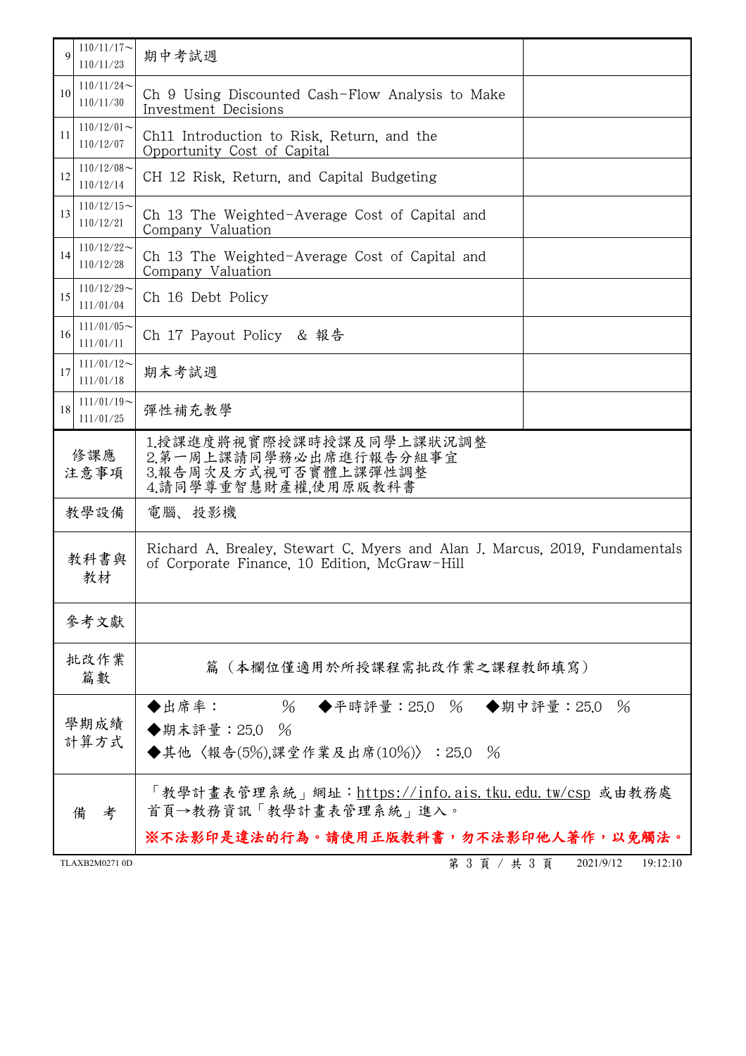| | | | |
|---|---|---|---|
| 9 | 110/11/17～ 110/11/23 | 期中考試週 | |
| 10 | 110/11/24～ 110/11/30 | Ch 9 Using Discounted Cash-Flow Analysis to Make Investment Decisions | |
| 11 | 110/12/01～ 110/12/07 | Ch11 Introduction to Risk, Return, and the Opportunity Cost of Capital | |
| 12 | 110/12/08～ 110/12/14 | CH 12 Risk, Return, and Capital Budgeting | |
| 13 | 110/12/15～ 110/12/21 | Ch 13 The Weighted-Average Cost of Capital and Company Valuation | |
| 14 | 110/12/22～ 110/12/28 | Ch 13 The Weighted-Average Cost of Capital and Company Valuation | |
| 15 | 110/12/29～ 111/01/04 | Ch 16 Debt Policy | |
| 16 | 111/01/05～ 111/01/11 | Ch 17 Payout Policy & 報告 | |
| 17 | 111/01/12～ 111/01/18 | 期末考試週 | |
| 18 | 111/01/19～ 111/01/25 | 彈性補充教學 | |

| | |
|---|---|
| 修課應注意事項 | 1.授課進度將視實際授課時授課及同學上課狀況調整<br>2.第一周上課請同學務必出席進行報告分組事宜<br>3.報告周次及方式視可否實體上課彈性調整<br>4.請同學尊重智慧財產權,使用原版教科書 |
| 教學設備 | 電腦、投影機 |
| 教科書與教材 | Richard A. Brealey, Stewart C. Myers and Alan J. Marcus, 2019, Fundamentals of Corporate Finance, 10 Edition, McGraw-Hill |
| 參考文獻 | |
| 批改作業篇數 | 篇（本欄位僅適用於所授課程需批改作業之課程教師填寫） |
| 學期成績計算方式 | ◆出席率： %　◆平時評量：25.0 %　◆期中評量：25.0 %<br>◆期末評量：25.0 %<br>◆其他〈報告(5%),課堂作業及出席(10%)〉：25.0 % |
| 備　考 | 「教學計畫表管理系統」網址：https://info.ais.tku.edu.tw/csp 或由教務處首頁→教務資訊「教學計畫表管理系統」進入。<br>**※不法影印是違法的行為。請使用正版教科書，勿不法影印他人著作，以免觸法。** |

TLAXB2M0271 0D　　2021/9/12　19:12:10